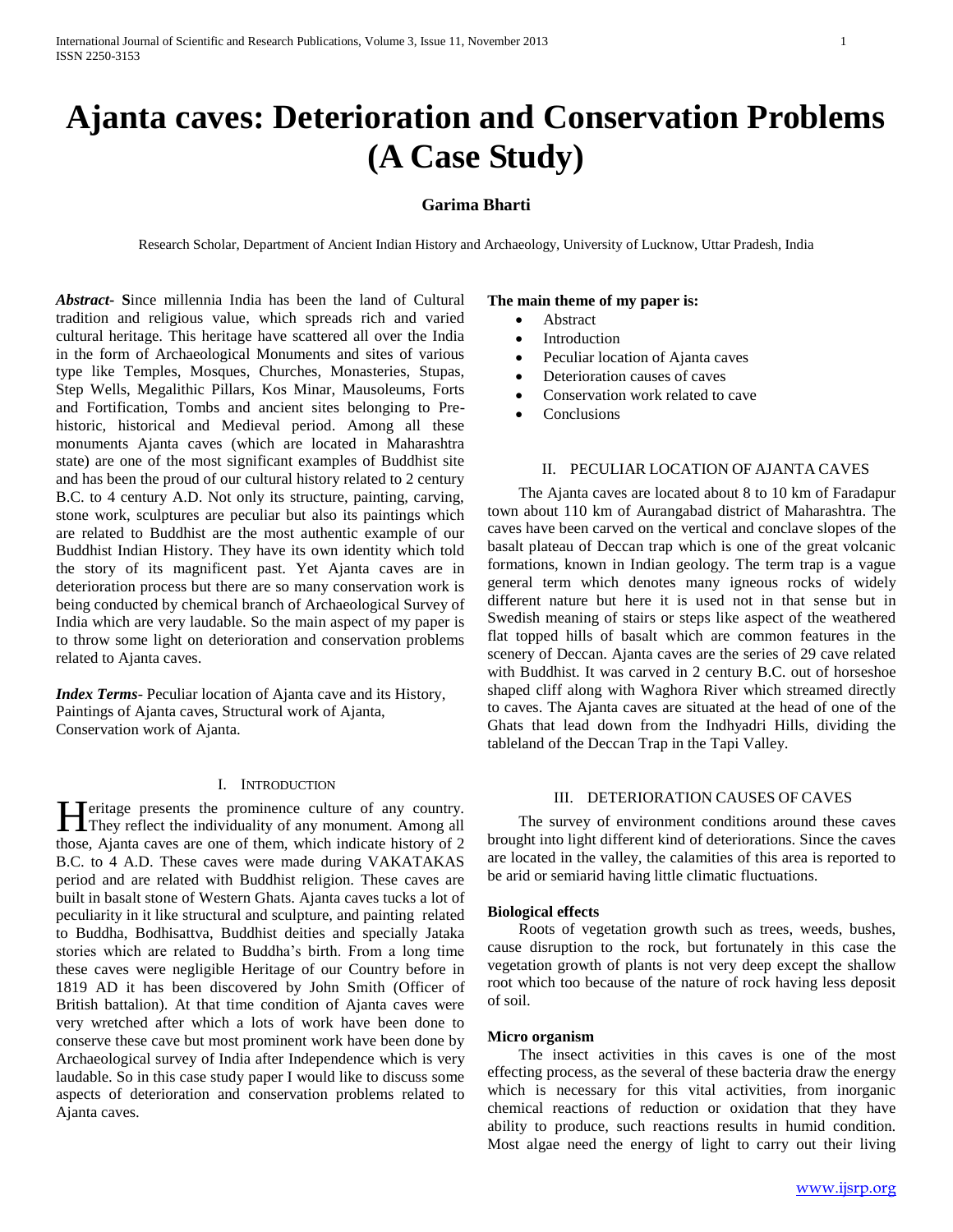# Ajanta caves: Deterioration and Conservation Problems (A Case Study)

**Garima Bharti**

Research Scholar, Department of Ancient Indian History and Archaeology, University of Lucknow, Uttar Pradesh, India

***Abstract-*** **S**ince millennia India has been the land of Cultural tradition and religious value, which spreads rich and varied cultural heritage. This heritage have scattered all over the India in the form of Archaeological Monuments and sites of various type like Temples, Mosques, Churches, Monasteries, Stupas, Step Wells, Megalithic Pillars, Kos Minar, Mausoleums, Forts and Fortification, Tombs and ancient sites belonging to Pre-historic, historical and Medieval period. Among all these monuments Ajanta caves (which are located in Maharashtra state) are one of the most significant examples of Buddhist site and has been the proud of our cultural history related to 2 century B.C. to 4 century A.D. Not only its structure, painting, carving, stone work, sculptures are peculiar but also its paintings which are related to Buddhist are the most authentic example of our Buddhist Indian History. They have its own identity which told the story of its magnificent past. Yet Ajanta caves are in deterioration process but there are so many conservation work is being conducted by chemical branch of Archaeological Survey of India which are very laudable. So the main aspect of my paper is to throw some light on deterioration and conservation problems related to Ajanta caves.

***Index Terms*-** Peculiar location of Ajanta cave and its History, Paintings of Ajanta caves, Structural work of Ajanta, Conservation work of Ajanta.

## I. Introduction

Heritage presents the prominence culture of any country. They reflect the individuality of any monument. Among all those, Ajanta caves are one of them, which indicate history of 2 B.C. to 4 A.D. These caves were made during VAKATAKAS period and are related with Buddhist religion. These caves are built in basalt stone of Western Ghats. Ajanta caves tucks a lot of peculiarity in it like structural and sculpture, and painting related to Buddha, Bodhisattva, Buddhist deities and specially Jataka stories which are related to Buddha's birth. From a long time these caves were negligible Heritage of our Country before in 1819 AD it has been discovered by John Smith (Officer of British battalion). At that time condition of Ajanta caves were very wretched after which a lots of work have been done to conserve these cave but most prominent work have been done by Archaeological survey of India after Independence which is very laudable. So in this case study paper I would like to discuss some aspects of deterioration and conservation problems related to Ajanta caves.

**The main theme of my paper is:**

- Abstract
- Introduction
- Peculiar location of Ajanta caves
- Deterioration causes of caves
- Conservation work related to cave
- Conclusions

## II. Peculiar Location of Ajanta Caves

The Ajanta caves are located about 8 to 10 km of Faradapur town about 110 km of Aurangabad district of Maharashtra. The caves have been carved on the vertical and conclave slopes of the basalt plateau of Deccan trap which is one of the great volcanic formations, known in Indian geology. The term trap is a vague general term which denotes many igneous rocks of widely different nature but here it is used not in that sense but in Swedish meaning of stairs or steps like aspect of the weathered flat topped hills of basalt which are common features in the scenery of Deccan. Ajanta caves are the series of 29 cave related with Buddhist. It was carved in 2 century B.C. out of horseshoe shaped cliff along with Waghora River which streamed directly to caves. The Ajanta caves are situated at the head of one of the Ghats that lead down from the Indhyadri Hills, dividing the tableland of the Deccan Trap in the Tapi Valley.

## III. Deterioration Causes of Caves

The survey of environment conditions around these caves brought into light different kind of deteriorations. Since the caves are located in the valley, the calamities of this area is reported to be arid or semiarid having little climatic fluctuations.

**Biological effects**

Roots of vegetation growth such as trees, weeds, bushes, cause disruption to the rock, but fortunately in this case the vegetation growth of plants is not very deep except the shallow root which too because of the nature of rock having less deposit of soil.

**Micro organism**

The insect activities in this caves is one of the most effecting process, as the several of these bacteria draw the energy which is necessary for this vital activities, from inorganic chemical reactions of reduction or oxidation that they have ability to produce, such reactions results in humid condition. Most algae need the energy of light to carry out their living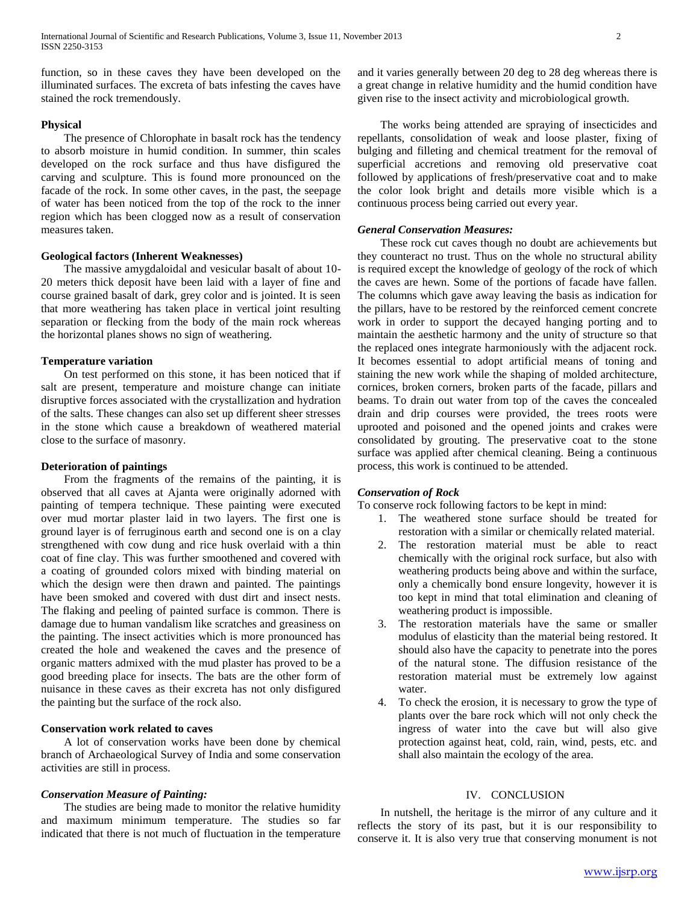function, so in these caves they have been developed on the illuminated surfaces. The excreta of bats infesting the caves have stained the rock tremendously.

**Physical**

The presence of Chlorophate in basalt rock has the tendency to absorb moisture in humid condition. In summer, thin scales developed on the rock surface and thus have disfigured the carving and sculpture. This is found more pronounced on the facade of the rock. In some other caves, in the past, the seepage of water has been noticed from the top of the rock to the inner region which has been clogged now as a result of conservation measures taken.

**Geological factors (Inherent Weaknesses)**

The massive amygdaloidal and vesicular basalt of about 10-20 meters thick deposit have been laid with a layer of fine and course grained basalt of dark, grey color and is jointed. It is seen that more weathering has taken place in vertical joint resulting separation or flecking from the body of the main rock whereas the horizontal planes shows no sign of weathering.

**Temperature variation**

On test performed on this stone, it has been noticed that if salt are present, temperature and moisture change can initiate disruptive forces associated with the crystallization and hydration of the salts. These changes can also set up different sheer stresses in the stone which cause a breakdown of weathered material close to the surface of masonry.

**Deterioration of paintings**

From the fragments of the remains of the painting, it is observed that all caves at Ajanta were originally adorned with painting of tempera technique. These painting were executed over mud mortar plaster laid in two layers. The first one is ground layer is of ferruginous earth and second one is on a clay strengthened with cow dung and rice husk overlaid with a thin coat of fine clay. This was further smoothened and covered with a coating of grounded colors mixed with binding material on which the design were then drawn and painted. The paintings have been smoked and covered with dust dirt and insect nests. The flaking and peeling of painted surface is common. There is damage due to human vandalism like scratches and greasiness on the painting. The insect activities which is more pronounced has created the hole and weakened the caves and the presence of organic matters admixed with the mud plaster has proved to be a good breeding place for insects. The bats are the other form of nuisance in these caves as their excreta has not only disfigured the painting but the surface of the rock also.

**Conservation work related to caves**

A lot of conservation works have been done by chemical branch of Archaeological Survey of India and some conservation activities are still in process.

***Conservation Measure of Painting:***

The studies are being made to monitor the relative humidity and maximum minimum temperature. The studies so far indicated that there is not much of fluctuation in the temperature and it varies generally between 20 deg to 28 deg whereas there is a great change in relative humidity and the humid condition have given rise to the insect activity and microbiological growth.

The works being attended are spraying of insecticides and repellants, consolidation of weak and loose plaster, fixing of bulging and filleting and chemical treatment for the removal of superficial accretions and removing old preservative coat followed by applications of fresh/preservative coat and to make the color look bright and details more visible which is a continuous process being carried out every year.

***General Conservation Measures:***

These rock cut caves though no doubt are achievements but they counteract no trust. Thus on the whole no structural ability is required except the knowledge of geology of the rock of which the caves are hewn. Some of the portions of facade have fallen. The columns which gave away leaving the basis as indication for the pillars, have to be restored by the reinforced cement concrete work in order to support the decayed hanging porting and to maintain the aesthetic harmony and the unity of structure so that the replaced ones integrate harmoniously with the adjacent rock. It becomes essential to adopt artificial means of toning and staining the new work while the shaping of molded architecture, cornices, broken corners, broken parts of the facade, pillars and beams. To drain out water from top of the caves the concealed drain and drip courses were provided, the trees roots were uprooted and poisoned and the opened joints and crakes were consolidated by grouting. The preservative coat to the stone surface was applied after chemical cleaning. Being a continuous process, this work is continued to be attended.

***Conservation of Rock***

To conserve rock following factors to be kept in mind:

1. The weathered stone surface should be treated for restoration with a similar or chemically related material.
2. The restoration material must be able to react chemically with the original rock surface, but also with weathering products being above and within the surface, only a chemically bond ensure longevity, however it is too kept in mind that total elimination and cleaning of weathering product is impossible.
3. The restoration materials have the same or smaller modulus of elasticity than the material being restored. It should also have the capacity to penetrate into the pores of the natural stone. The diffusion resistance of the restoration material must be extremely low against water.
4. To check the erosion, it is necessary to grow the type of plants over the bare rock which will not only check the ingress of water into the cave but will also give protection against heat, cold, rain, wind, pests, etc. and shall also maintain the ecology of the area.

## IV. CONCLUSION

In nutshell, the heritage is the mirror of any culture and it reflects the story of its past, but it is our responsibility to conserve it. It is also very true that conserving monument is not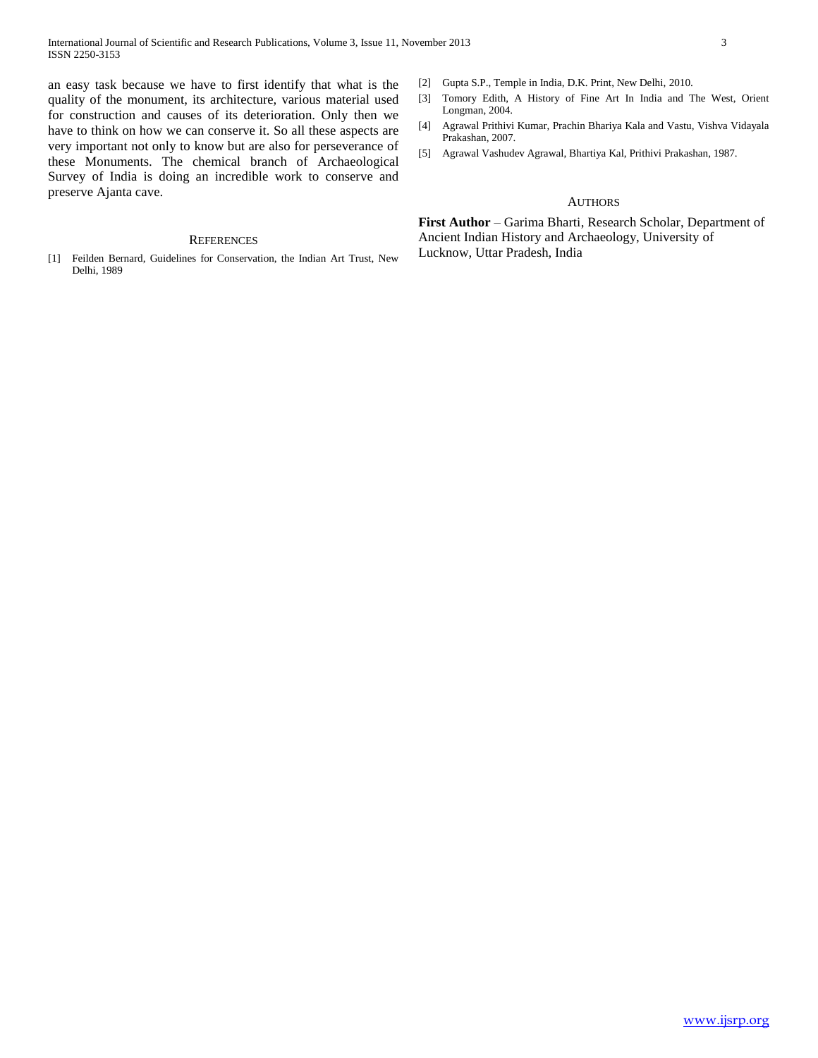an easy task because we have to first identify that what is the quality of the monument, its architecture, various material used for construction and causes of its deterioration. Only then we have to think on how we can conserve it. So all these aspects are very important not only to know but are also for perseverance of these Monuments. The chemical branch of Archaeological Survey of India is doing an incredible work to conserve and preserve Ajanta cave.

## References

[1] Feilden Bernard, Guidelines for Conservation, the Indian Art Trust, New Delhi, 1989

[2] Gupta S.P., Temple in India, D.K. Print, New Delhi, 2010.

[3] Tomory Edith, A History of Fine Art In India and The West, Orient Longman, 2004.

[4] Agrawal Prithivi Kumar, Prachin Bhariya Kala and Vastu, Vishva Vidayala Prakashan, 2007.

[5] Agrawal Vashudev Agrawal, Bhartiya Kal, Prithivi Prakashan, 1987.

## Authors

**First Author** – Garima Bharti, Research Scholar, Department of Ancient Indian History and Archaeology, University of Lucknow, Uttar Pradesh, India